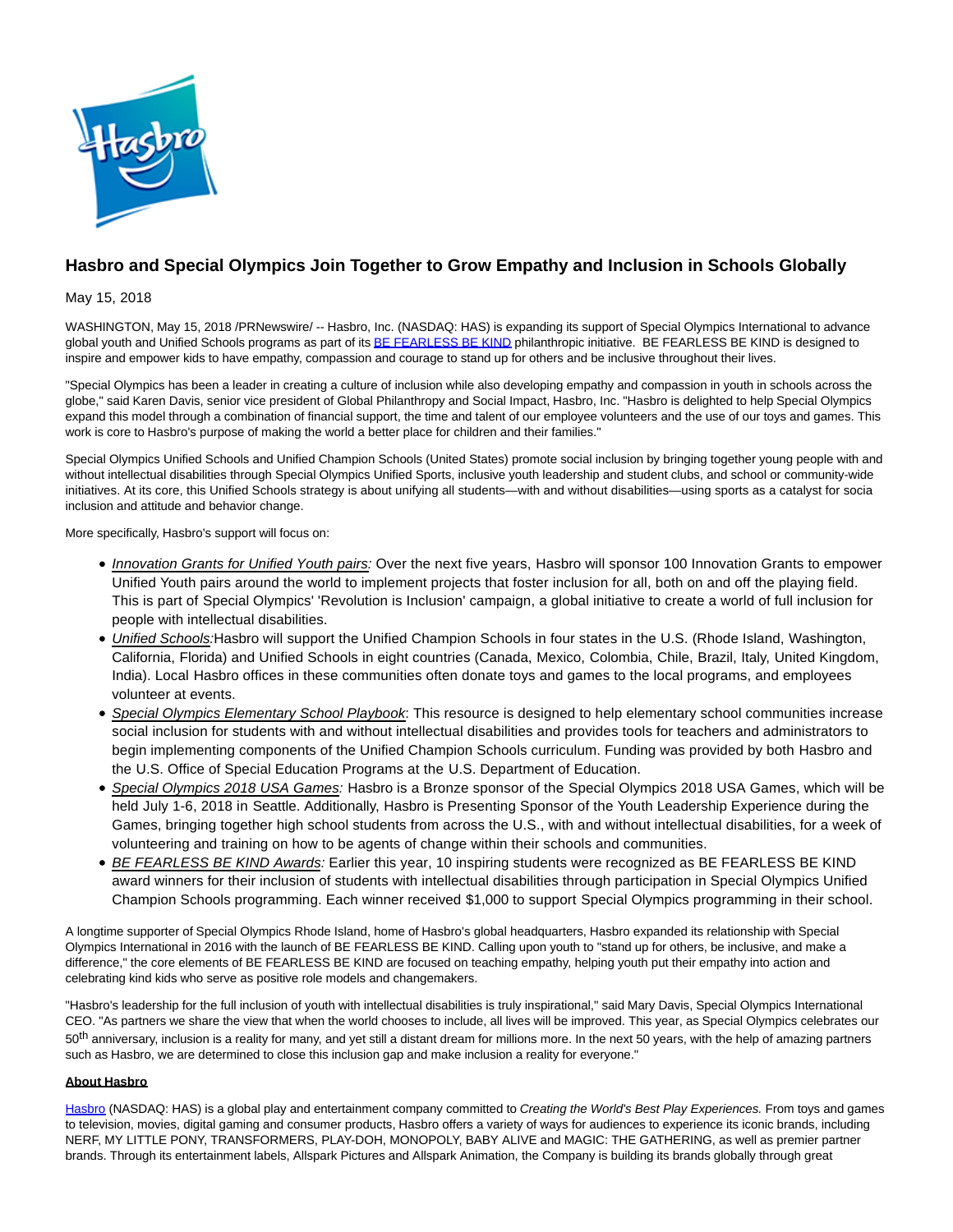# Hasbro and Special Olympics Join Together to Grow Empathy and Inclusion in Schools Globally

May 15, 2018

WASHINGTON, May 15, 2018 /PRNewswire/ -- Hasbro, Inc. (NASDAQ: HAS) is expanding its support of Special Olympics International to advance global youth and Unified Schools programs as part of its BE FEARLESS BE KIND philanthropic initiative. BE FEARLESS BE KIND is designed to inspire and empower kids to have empathy, compassion and courage to stand up for others and be inclusive throughout their lives.

"Special Olympics has been a leader in creating a culture of inclusion while also developing empathy and compassion in youth in schools across the globe," said Karen Davis, senior vice president of Global Philanthropy and Social Impact, Hasbro, Inc. "Hasbro is delighted to help Special Olympics expand this model through a combination of financial support, the time and talent of our employee volunteers and the use of our toys and games. This work is core to Hasbro's purpose of making the world a better place for children and their families."

Special Olympics Unified Schools and Unified Champion Schools (United States) promote social inclusion by bringing together young people with and without intellectual disabilities through Special Olympics Unified Sports, inclusive youth leadership and student clubs, and school or community-wide initiatives. At its core, this Unified Schools strategy is about unifying all students—with and without disabilities—using sports as a catalyst for socia inclusion and attitude and behavior change.

More specifically, Hasbro's support will focus on:

- *Innovation Grants for Unified Youth pairs:* Over the next five years, Hasbro will sponsor 100 Innovation Grants to empower Unified Youth pairs around the world to implement projects that foster inclusion for all, both on and off the playing field. This is part of Special Olympics' 'Revolution is Inclusion' campaign, a global initiative to create a world of full inclusion for people with intellectual disabilities.
- *Unified Schools:*Hasbro will support the Unified Champion Schools in four states in the U.S. (Rhode Island, Washington, California, Florida) and Unified Schools in eight countries (Canada, Mexico, Colombia, Chile, Brazil, Italy, United Kingdom, India). Local Hasbro offices in these communities often donate toys and games to the local programs, and employees volunteer at events.
- *Special Olympics Elementary School Playbook*: This resource is designed to help elementary school communities increase social inclusion for students with and without intellectual disabilities and provides tools for teachers and administrators to begin implementing components of the Unified Champion Schools curriculum. Funding was provided by both Hasbro and the U.S. Office of Special Education Programs at the U.S. Department of Education.
- *Special Olympics 2018 USA Games:* Hasbro is a Bronze sponsor of the Special Olympics 2018 USA Games, which will be held July 1-6, 2018 in Seattle. Additionally, Hasbro is Presenting Sponsor of the Youth Leadership Experience during the Games, bringing together high school students from across the U.S., with and without intellectual disabilities, for a week of volunteering and training on how to be agents of change within their schools and communities.
- *BE FEARLESS BE KIND Awards:* Earlier this year, 10 inspiring students were recognized as BE FEARLESS BE KIND award winners for their inclusion of students with intellectual disabilities through participation in Special Olympics Unified Champion Schools programming. Each winner received $1,000 to support Special Olympics programming in their school.

A longtime supporter of Special Olympics Rhode Island, home of Hasbro's global headquarters, Hasbro expanded its relationship with Special Olympics International in 2016 with the launch of BE FEARLESS BE KIND. Calling upon youth to "stand up for others, be inclusive, and make a difference," the core elements of BE FEARLESS BE KIND are focused on teaching empathy, helping youth put their empathy into action and celebrating kind kids who serve as positive role models and changemakers.

"Hasbro's leadership for the full inclusion of youth with intellectual disabilities is truly inspirational," said Mary Davis, Special Olympics International CEO. "As partners we share the view that when the world chooses to include, all lives will be improved. This year, as Special Olympics celebrates our 50th anniversary, inclusion is a reality for many, and yet still a distant dream for millions more. In the next 50 years, with the help of amazing partners such as Hasbro, we are determined to close this inclusion gap and make inclusion a reality for everyone."

**About Hasbro**

Hasbro (NASDAQ: HAS) is a global play and entertainment company committed to *Creating the World's Best Play Experiences.* From toys and games to television, movies, digital gaming and consumer products, Hasbro offers a variety of ways for audiences to experience its iconic brands, including NERF, MY LITTLE PONY, TRANSFORMERS, PLAY-DOH, MONOPOLY, BABY ALIVE and MAGIC: THE GATHERING, as well as premier partner brands. Through its entertainment labels, Allspark Pictures and Allspark Animation, the Company is building its brands globally through great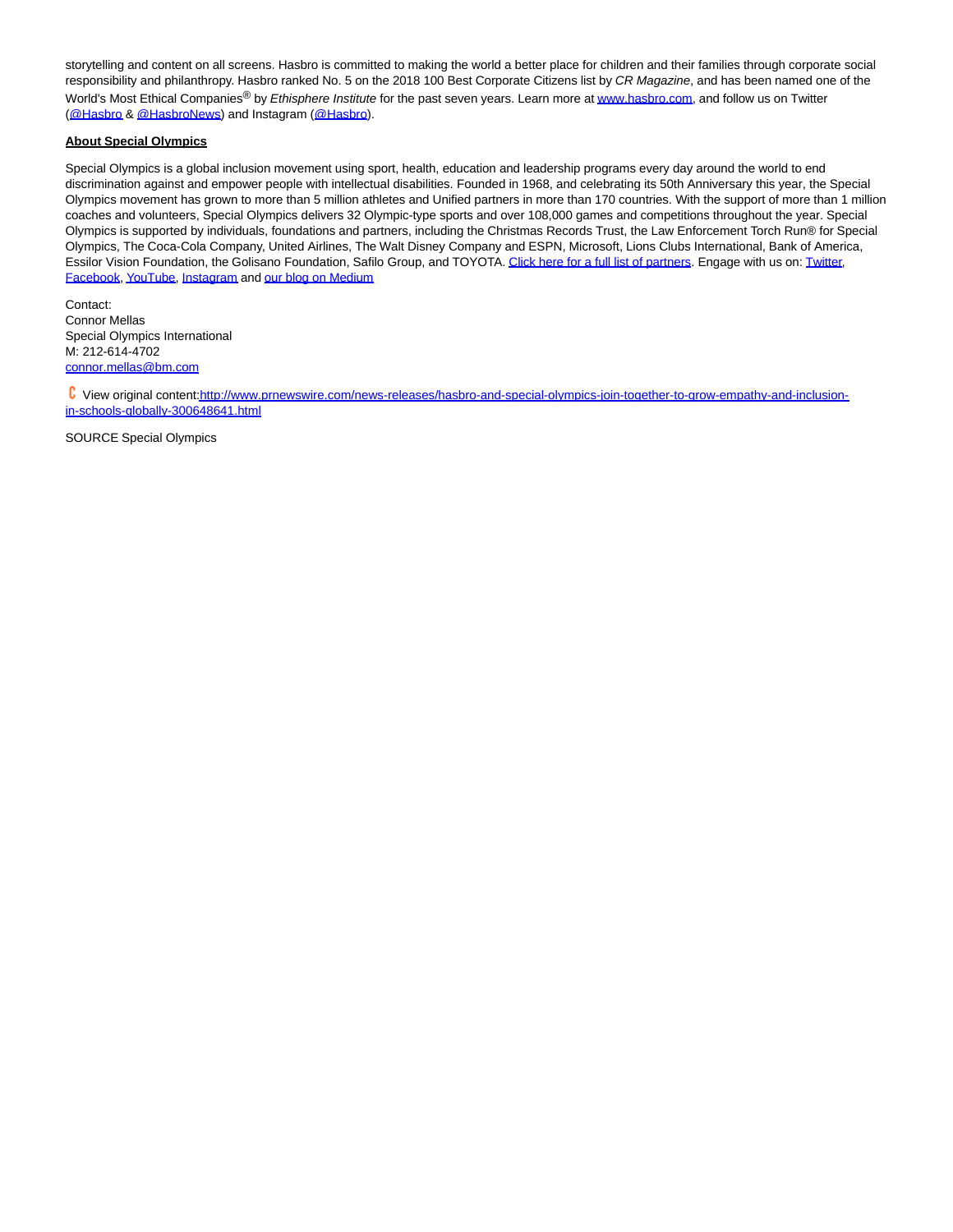storytelling and content on all screens. Hasbro is committed to making the world a better place for children and their families through corporate social responsibility and philanthropy. Hasbro ranked No. 5 on the 2018 100 Best Corporate Citizens list by *CR Magazine*, and has been named one of the World's Most Ethical Companies® by *Ethisphere Institute* for the past seven years. Learn more at www.hasbro.com, and follow us on Twitter (@Hasbro & @HasbroNews) and Instagram (@Hasbro).

**About Special Olympics**

Special Olympics is a global inclusion movement using sport, health, education and leadership programs every day around the world to end discrimination against and empower people with intellectual disabilities. Founded in 1968, and celebrating its 50th Anniversary this year, the Special Olympics movement has grown to more than 5 million athletes and Unified partners in more than 170 countries. With the support of more than 1 million coaches and volunteers, Special Olympics delivers 32 Olympic-type sports and over 108,000 games and competitions throughout the year. Special Olympics is supported by individuals, foundations and partners, including the Christmas Records Trust, the Law Enforcement Torch Run® for Special Olympics, The Coca-Cola Company, United Airlines, The Walt Disney Company and ESPN, Microsoft, Lions Clubs International, Bank of America, Essilor Vision Foundation, the Golisano Foundation, Safilo Group, and TOYOTA. Click here for a full list of partners. Engage with us on: Twitter, Facebook, YouTube, Instagram and our blog on Medium

Contact:
Connor Mellas
Special Olympics International
M: 212-614-4702
connor.mellas@bm.com

View original content:http://www.prnewswire.com/news-releases/hasbro-and-special-olympics-join-together-to-grow-empathy-and-inclusion-in-schools-globally-300648641.html

SOURCE Special Olympics